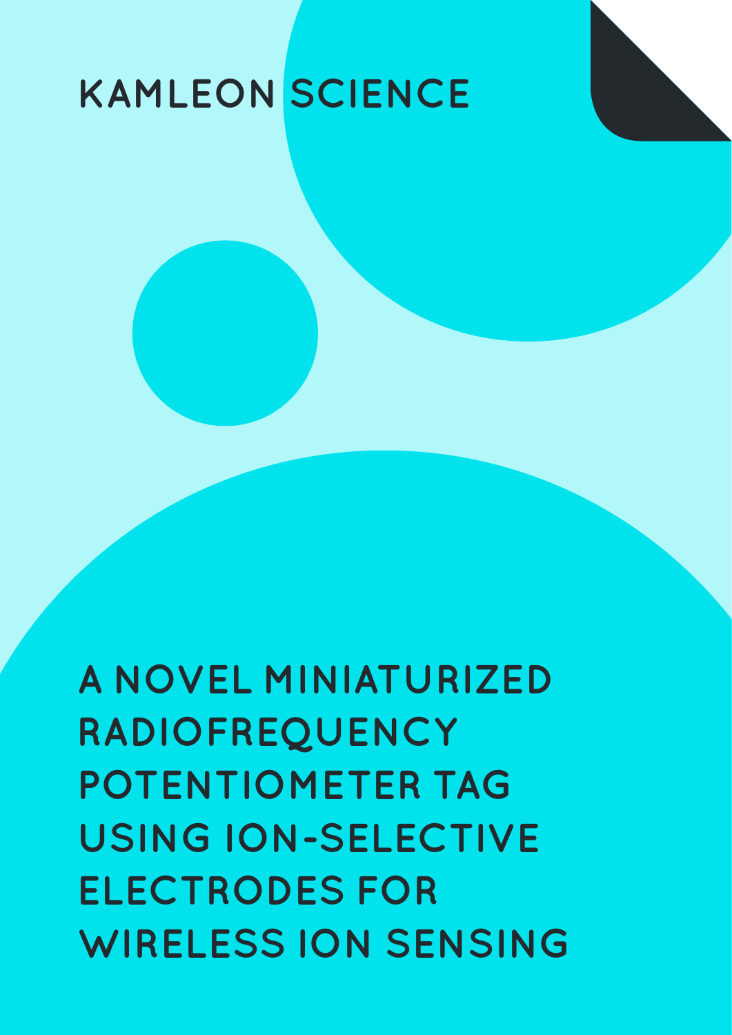KAMLEON SCIENCE

# A NOVEL MINIATURIZED RADIOFREQUENCY POTENTIOMETER TAG USING ION-SELECTIVE ELECTRODES FOR WIRELESS ION SENSING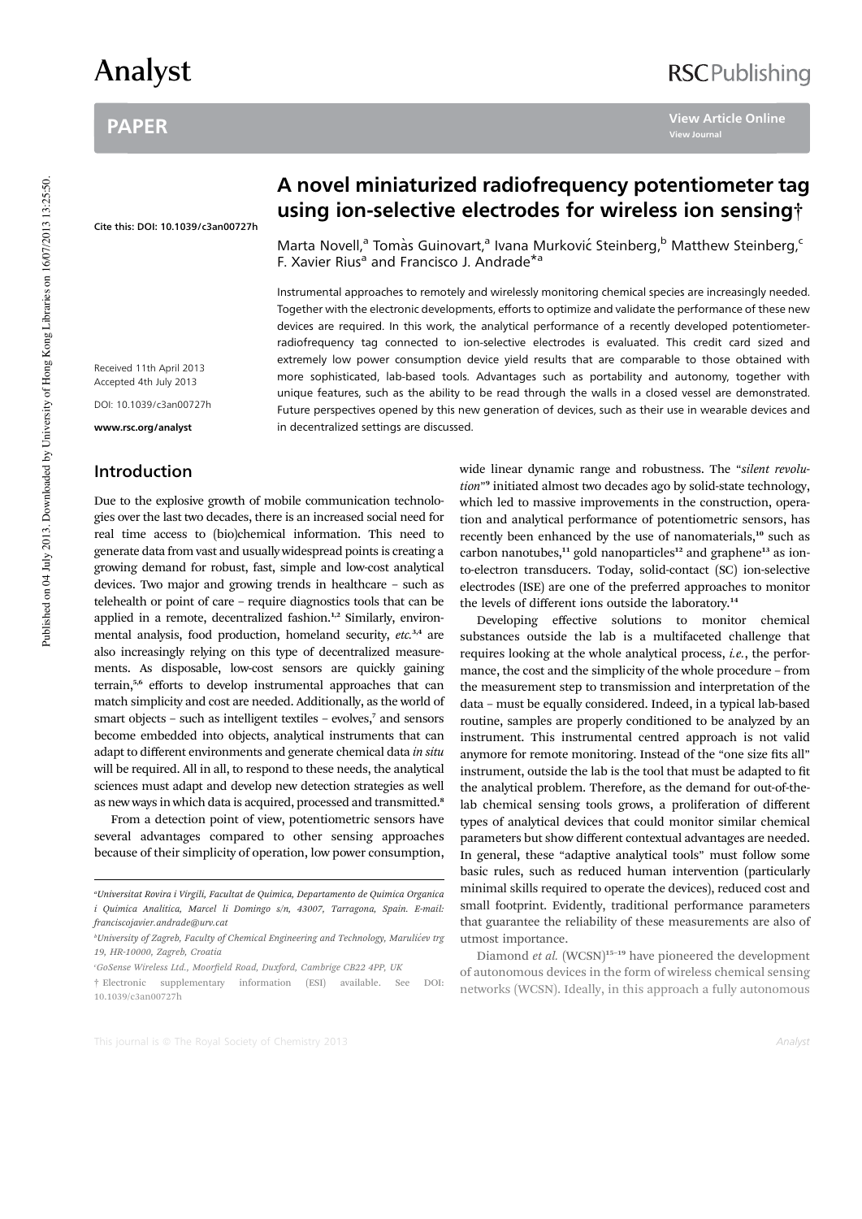# A novel miniaturized radiofrequency potentiometer tag using ion-selective electrodes for wireless ion sensing†

Cite this: DOI: 10.1039/c3an00727h

Marta Novell,[a] Tomàs Guinovart,[a] Ivana Murković Steinberg,[b] Matthew Steinberg,[c] F. Xavier Rius[a] and Francisco J. Andrade*[a]

Received 11th April 2013
Accepted 4th July 2013

DOI: 10.1039/c3an00727h

www.rsc.org/analyst

Instrumental approaches to remotely and wirelessly monitoring chemical species are increasingly needed. Together with the electronic developments, efforts to optimize and validate the performance of these new devices are required. In this work, the analytical performance of a recently developed potentiometer-radiofrequency tag connected to ion-selective electrodes is evaluated. This credit card sized and extremely low power consumption device yield results that are comparable to those obtained with more sophisticated, lab-based tools. Advantages such as portability and autonomy, together with unique features, such as the ability to be read through the walls in a closed vessel are demonstrated. Future perspectives opened by this new generation of devices, such as their use in wearable devices and in decentralized settings are discussed.

## Introduction

Due to the explosive growth of mobile communication technologies over the last two decades, there is an increased social need for real time access to (bio)chemical information. This need to generate data from vast and usually widespread points is creating a growing demand for robust, fast, simple and low-cost analytical devices. Two major and growing trends in healthcare – such as telehealth or point of care – require diagnostics tools that can be applied in a remote, decentralized fashion.[1,2] Similarly, environmental analysis, food production, homeland security, *etc.*[3,4] are also increasingly relying on this type of decentralized measurements. As disposable, low-cost sensors are quickly gaining terrain,[5,6] efforts to develop instrumental approaches that can match simplicity and cost are needed. Additionally, as the world of smart objects – such as intelligent textiles – evolves,[7] and sensors become embedded into objects, analytical instruments that can adapt to different environments and generate chemical data *in situ* will be required. All in all, to respond to these needs, the analytical sciences must adapt and develop new detection strategies as well as new ways in which data is acquired, processed and transmitted.[8]

From a detection point of view, potentiometric sensors have several advantages compared to other sensing approaches because of their simplicity of operation, low power consumption, wide linear dynamic range and robustness. The "*silent revolution*"[9] initiated almost two decades ago by solid-state technology, which led to massive improvements in the construction, operation and analytical performance of potentiometric sensors, has recently been enhanced by the use of nanomaterials,[10] such as carbon nanotubes,[11] gold nanoparticles[12] and graphene[13] as ion-to-electron transducers. Today, solid-contact (SC) ion-selective electrodes (ISE) are one of the preferred approaches to monitor the levels of different ions outside the laboratory.[14]

Developing effective solutions to monitor chemical substances outside the lab is a multifaceted challenge that requires looking at the whole analytical process, *i.e.*, the performance, the cost and the simplicity of the whole procedure – from the measurement step to transmission and interpretation of the data – must be equally considered. Indeed, in a typical lab-based routine, samples are properly conditioned to be analyzed by an instrument. This instrumental centred approach is not valid anymore for remote monitoring. Instead of the "one size fits all" instrument, outside the lab is the tool that must be adapted to fit the analytical problem. Therefore, as the demand for out-of-the-lab chemical sensing tools grows, a proliferation of different types of analytical devices that could monitor similar chemical parameters but show different contextual advantages are needed. In general, these "adaptive analytical tools" must follow some basic rules, such as reduced human intervention (particularly minimal skills required to operate the devices), reduced cost and small footprint. Evidently, traditional performance parameters that guarantee the reliability of these measurements are also of utmost importance.

Diamond *et al.* (WCSN)[15–19] have pioneered the development of autonomous devices in the form of wireless chemical sensing networks (WCSN). Ideally, in this approach a fully autonomous

[a]*Universitat Rovira i Virgili, Facultat de Quimica, Departamento de Quimica Organica i Quimica Analitica, Marcel li Domingo s/n, 43007, Tarragona, Spain. E-mail: franciscojavier.andrade@urv.cat*

[b]*University of Zagreb, Faculty of Chemical Engineering and Technology, Marulićev trg 19, HR-10000, Zagreb, Croatia*

[c]*GoSense Wireless Ltd., Moorfield Road, Duxford, Cambridge CB22 4PP, UK*

† Electronic supplementary information (ESI) available. See DOI: 10.1039/c3an00727h